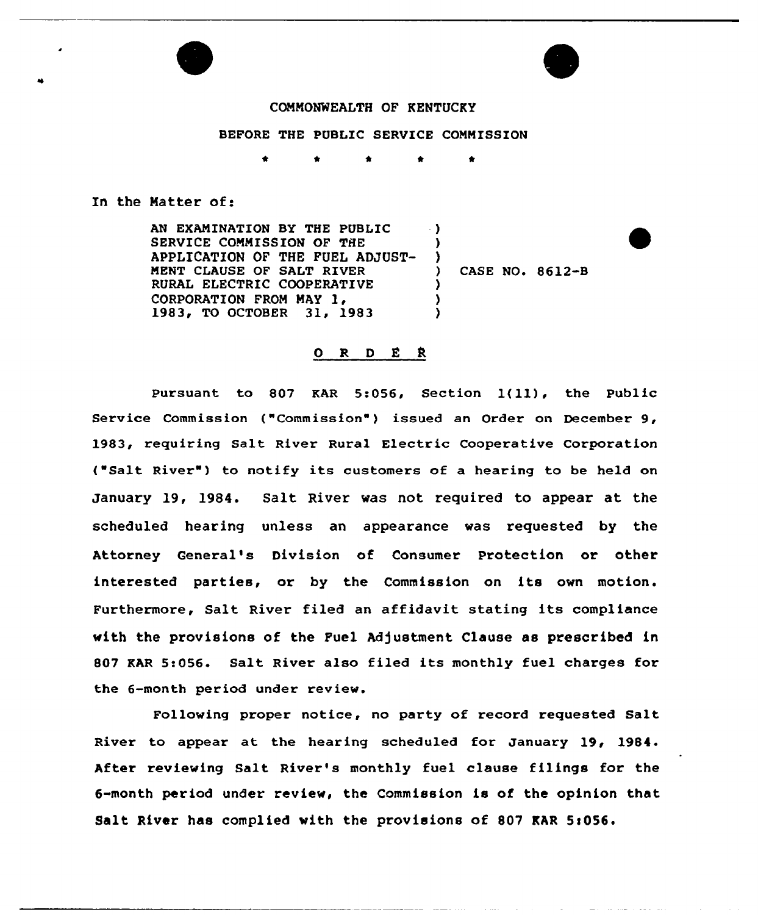COMMONWEALTH OF KENTUCKY

BEFORE THE PUBLIC SERVICE COMMISSION

\* \* \* \* \*

In the Matter of:

AN EXAMINATION BY THE PUBLIC SERVICE COMMISSION OF THE APPLICATION OF THE FUEL ADJUSTMENT CLAUSE OF SALT RIVER RURAL ELECTRIC COOPERATIVE CORPORATION FROM MAY 1, 1983, TO OCTOBER 31, 1983 ) CASE NO. 8612-B

## O R D E R

Pursuant to 807 KAR 5:056, Section 1(11), the Public Service Commission ("Commission") issued an Order on December 9, 1983, requiring Salt River Rural Electric Cooperative Corporation ("Salt River") to notify its customers of a hearing to be held on January 19, 1984. Salt River was not required to appear at the scheduled hearing unless an appearance was requested by the Attorney General's Division of Consumer Protection or other interested parties, or by the Commission on its own motion. Furthermore, Salt River filed an affidavit stating its compliance with the provisions of the Fuel Adjustment Clause as prescribed in 807 KAR 5:056. Salt River also filed its monthly fuel charges for the 6-month period under review.

Following proper notice, no party of record requested Salt River to appear at the hearing scheduled for January 19, 1984. After reviewing Salt River's monthly fuel clause filings for the 6-month period under review, the Commission is of the opinion that Salt River has complied with the provisions of 807 KAR 5:056.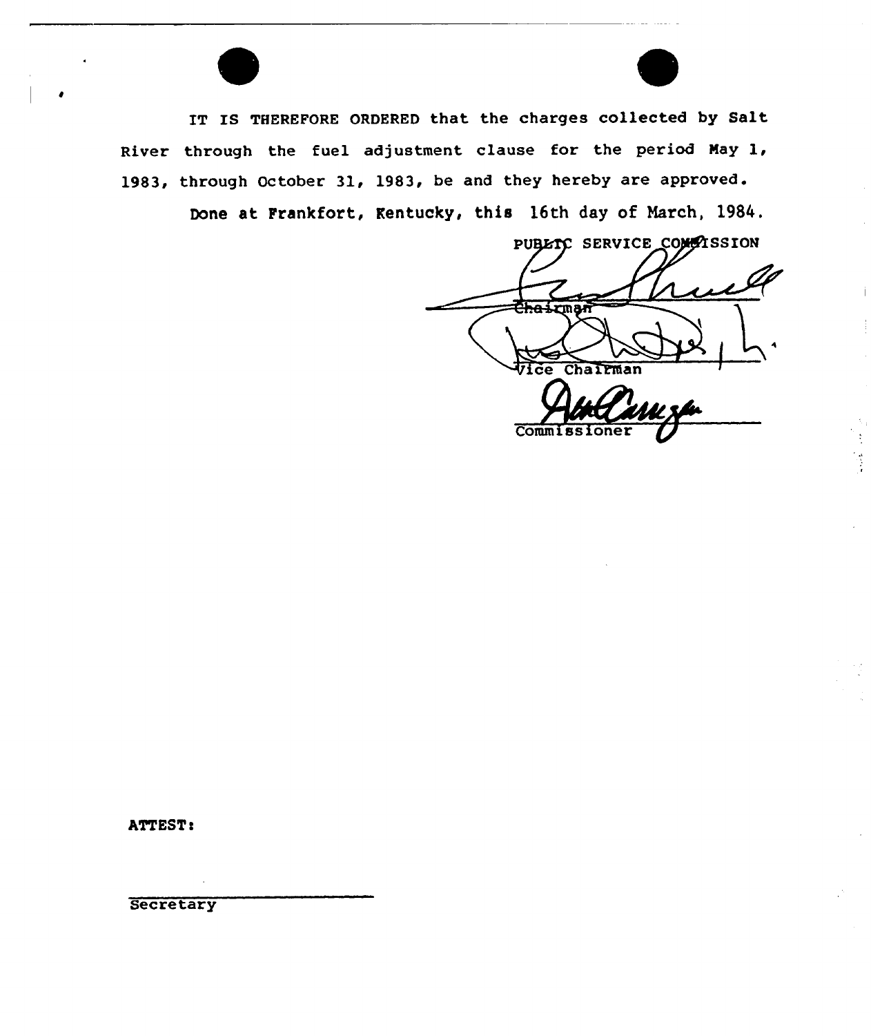IT IS THEREFORE ORDERED that the charges collected by Salt River through the fuel adjustment clause for the period May 1, 1983, through October 31, 1983, be and they hereby are approved.

Done at Frankfort, Kentucky, this 16th day of March, 1984.

PUBLIC SERVICE COMMISSION

Chairman

Vice Chairman

Commissioner

ATTEST:

Secretary